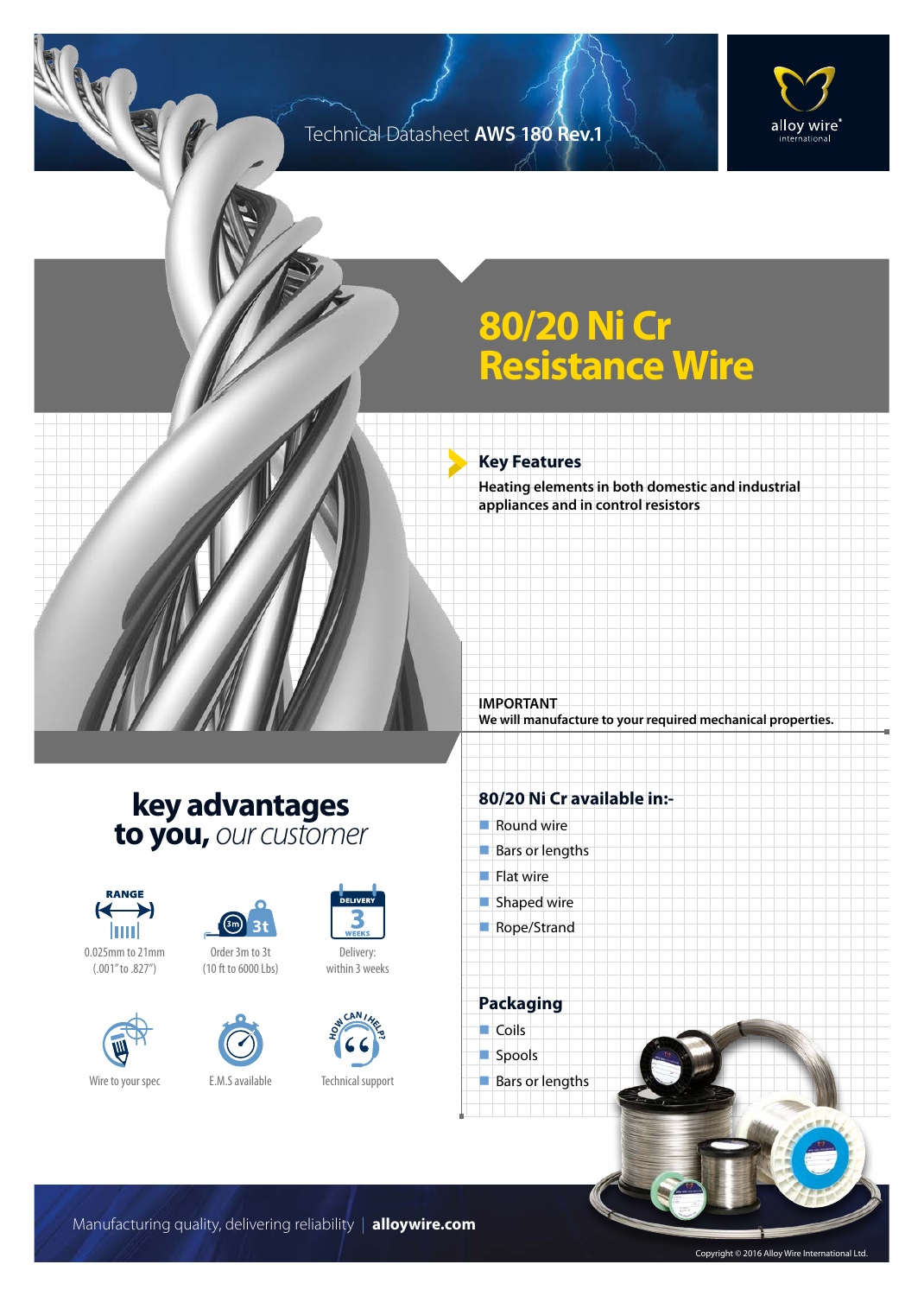Technical Datasheet **AWS 180 Rev.1**

# 80/20 Ni Cr Resistance Wire

## Key Features

**Heating elements in both domestic and industrial appliances and in control resistors**

**IMPORTANT**
**We will manufacture to your required mechanical properties.**

## key advantages to you, *our customer*

- RANGE: 0.025mm to 21mm (.001" to .827")
- Order 3m to 3t (10 ft to 6000 Lbs)
- Delivery: within 3 weeks
- Wire to your spec
- E.M.S available
- Technical support

## 80/20 Ni Cr available in:-

- Round wire
- Bars or lengths
- Flat wire
- Shaped wire
- Rope/Strand

## Packaging

- Coils
- Spools
- Bars or lengths

Manufacturing quality, delivering reliability | **alloywire.com**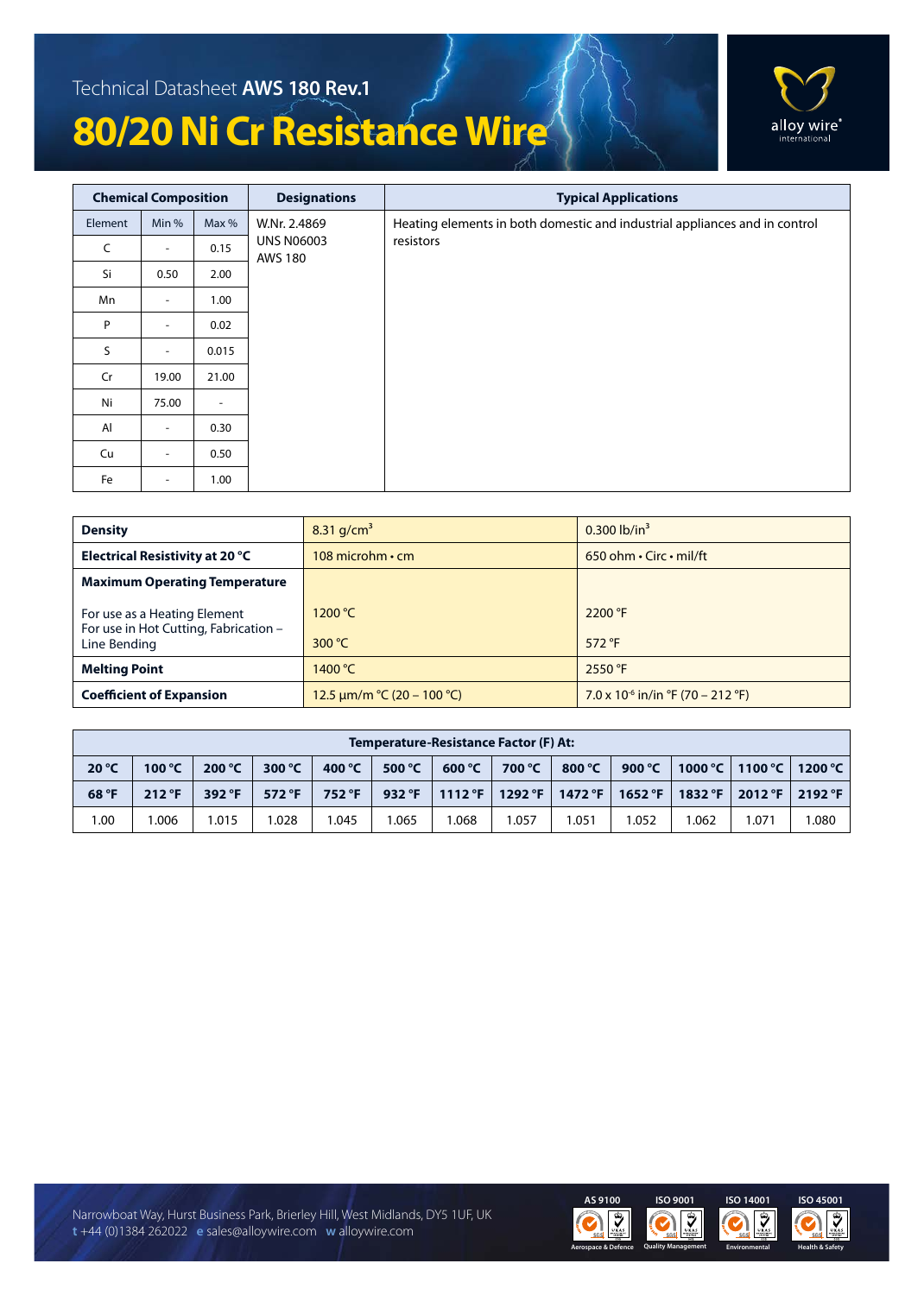Technical Datasheet **AWS 180 Rev.1**

# 80/20 Ni Cr Resistance Wire

| Chemical Composition | | | Designations | Typical Applications |
|---|---|---|---|---|
| Element | Min % | Max % | W.Nr. 2.4869<br>UNS N06003<br>AWS 180 | Heating elements in both domestic and industrial appliances and in control resistors |
| C | - | 0.15 | | |
| Si | 0.50 | 2.00 | | |
| Mn | - | 1.00 | | |
| P | - | 0.02 | | |
| S | - | 0.015 | | |
| Cr | 19.00 | 21.00 | | |
| Ni | 75.00 | - | | |
| Al | - | 0.30 | | |
| Cu | - | 0.50 | | |
| Fe | - | 1.00 | | |

| | | |
|---|---|---|
| **Density** | 8.31 g/cm$^3$ | 0.300 lb/in$^3$ |
| **Electrical Resistivity at 20 °C** | 108 microhm • cm | 650 ohm • Circ • mil/ft |
| **Maximum Operating Temperature** | | |
| For use as a Heating Element | 1200 °C | 2200 °F |
| For use in Hot Cutting, Fabrication – Line Bending | 300 °C | 572 °F |
| **Melting Point** | 1400 °C | 2550 °F |
| **Coefficient of Expansion** | 12.5 µm/m °C (20 – 100 °C) | 7.0 x $10^{-6}$ in/in °F (70 – 212 °F) |

| Temperature-Resistance Factor (F) At: | | | | | | | | | | | | |
|---|---|---|---|---|---|---|---|---|---|---|---|---|
| **20 °C** | **100 °C** | **200 °C** | **300 °C** | **400 °C** | **500 °C** | **600 °C** | **700 °C** | **800 °C** | **900 °C** | **1000 °C** | **1100 °C** | **1200 °C** |
| **68 °F** | **212 °F** | **392 °F** | **572 °F** | **752 °F** | **932 °F** | **1112 °F** | **1292 °F** | **1472 °F** | **1652 °F** | **1832 °F** | **2012 °F** | **2192 °F** |
| 1.00 | 1.006 | 1.015 | 1.028 | 1.045 | 1.065 | 1.068 | 1.057 | 1.051 | 1.052 | 1.062 | 1.071 | 1.080 |

Narrowboat Way, Hurst Business Park, Brierley Hill, West Midlands, DY5 1UF, UK
**t** +44 (0)1384 262022 **e** sales@alloywire.com **w** alloywire.com

AS 9100 Aerospace & Defence | ISO 9001 Quality Management | ISO 14001 Environmental | ISO 45001 Health & Safety